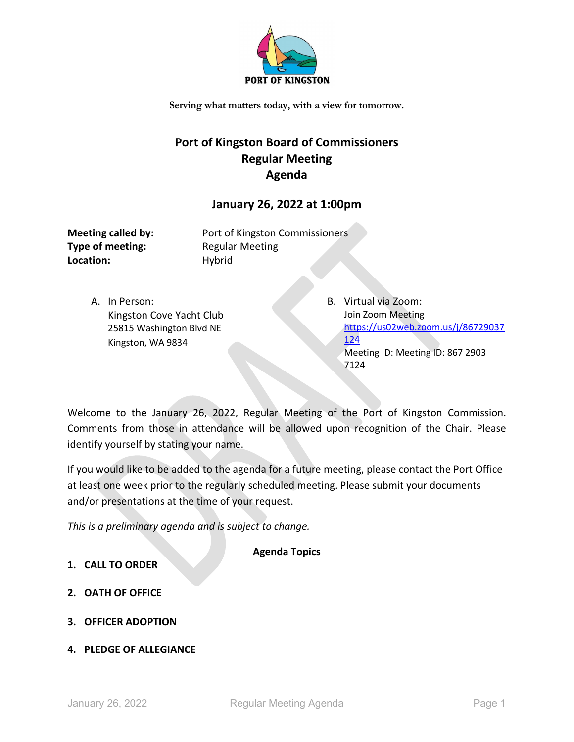PORT OF KINGSTON

Serving what matters today, with a view for tomorrow.

# Port of Kingston Board of Commissioners
# Regular Meeting
# Agenda

## January 26, 2022 at 1:00pm

**Meeting called by:** Port of Kingston Commissioners
**Type of meeting:** Regular Meeting
**Location:** Hybrid

A. In Person:
Kingston Cove Yacht Club
25815 Washington Blvd NE
Kingston, WA 9834

B. Virtual via Zoom:
Join Zoom Meeting
https://us02web.zoom.us/j/86729037124
Meeting ID: Meeting ID: 867 2903 7124

Welcome to the January 26, 2022, Regular Meeting of the Port of Kingston Commission. Comments from those in attendance will be allowed upon recognition of the Chair. Please identify yourself by stating your name.

If you would like to be added to the agenda for a future meeting, please contact the Port Office at least one week prior to the regularly scheduled meeting. Please submit your documents and/or presentations at the time of your request.

*This is a preliminary agenda and is subject to change.*

**Agenda Topics**

1. **CALL TO ORDER**
2. **OATH OF OFFICE**
3. **OFFICER ADOPTION**
4. **PLEDGE OF ALLEGIANCE**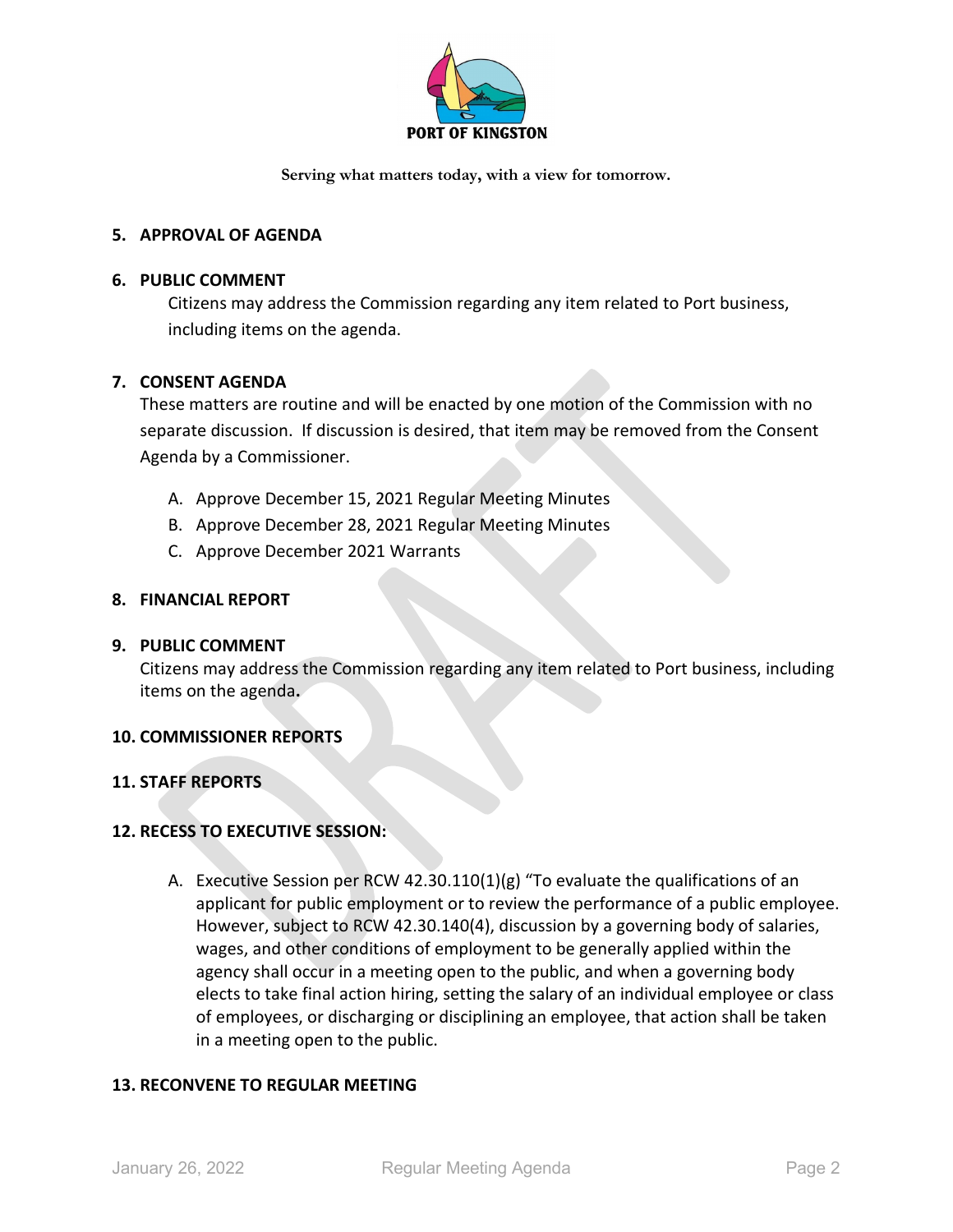**5. APPROVAL OF AGENDA**

**6. PUBLIC COMMENT**

Citizens may address the Commission regarding any item related to Port business, including items on the agenda.

**7. CONSENT AGENDA**

These matters are routine and will be enacted by one motion of the Commission with no separate discussion. If discussion is desired, that item may be removed from the Consent Agenda by a Commissioner.

A. Approve December 15, 2021 Regular Meeting Minutes
B. Approve December 28, 2021 Regular Meeting Minutes
C. Approve December 2021 Warrants

**8. FINANCIAL REPORT**

**9. PUBLIC COMMENT**

Citizens may address the Commission regarding any item related to Port business, including items on the agenda**.**

**10. COMMISSIONER REPORTS**

**11. STAFF REPORTS**

**12. RECESS TO EXECUTIVE SESSION:**

A. Executive Session per RCW 42.30.110(1)(g) "To evaluate the qualifications of an applicant for public employment or to review the performance of a public employee. However, subject to RCW 42.30.140(4), discussion by a governing body of salaries, wages, and other conditions of employment to be generally applied within the agency shall occur in a meeting open to the public, and when a governing body elects to take final action hiring, setting the salary of an individual employee or class of employees, or discharging or disciplining an employee, that action shall be taken in a meeting open to the public.

**13. RECONVENE TO REGULAR MEETING**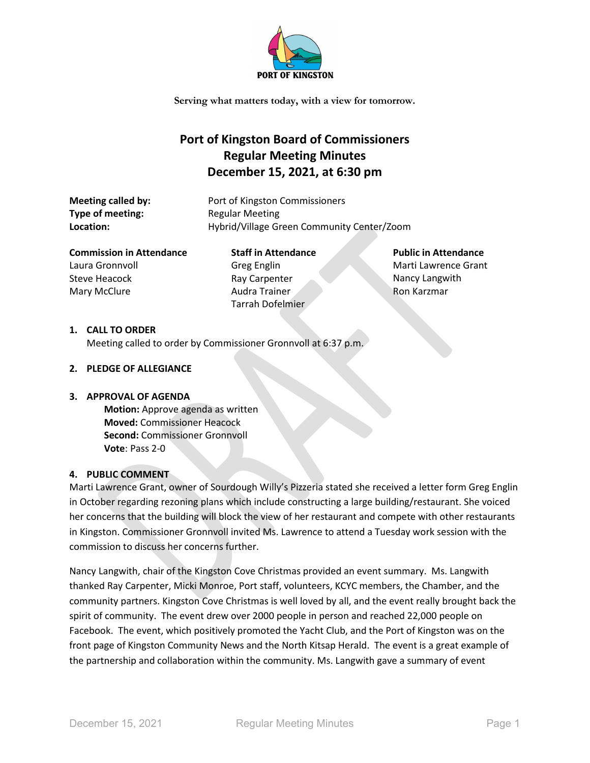**PORT OF KINGSTON**

Serving what matters today, with a view for tomorrow.

# Port of Kingston Board of Commissioners
# Regular Meeting Minutes
# December 15, 2021, at 6:30 pm

**Meeting called by:** Port of Kingston Commissioners
**Type of meeting:** Regular Meeting
**Location:** Hybrid/Village Green Community Center/Zoom

| Commission in Attendance | Staff in Attendance | Public in Attendance |
|---|---|---|
| Laura Gronnvoll | Greg Englin | Marti Lawrence Grant |
| Steve Heacock | Ray Carpenter | Nancy Langwith |
| Mary McClure | Audra Trainer | Ron Karzmar |
| | Tarrah Dofelmier | |

1. **CALL TO ORDER**
   Meeting called to order by Commissioner Gronnvoll at 6:37 p.m.

2. **PLEDGE OF ALLEGIANCE**

3. **APPROVAL OF AGENDA**
   **Motion:** Approve agenda as written
   **Moved:** Commissioner Heacock
   **Second:** Commissioner Gronnvoll
   **Vote**: Pass 2-0

4. **PUBLIC COMMENT**

Marti Lawrence Grant, owner of Sourdough Willy's Pizzeria stated she received a letter form Greg Englin in October regarding rezoning plans which include constructing a large building/restaurant. She voiced her concerns that the building will block the view of her restaurant and compete with other restaurants in Kingston. Commissioner Gronnvoll invited Ms. Lawrence to attend a Tuesday work session with the commission to discuss her concerns further.

Nancy Langwith, chair of the Kingston Cove Christmas provided an event summary. Ms. Langwith thanked Ray Carpenter, Micki Monroe, Port staff, volunteers, KCYC members, the Chamber, and the community partners. Kingston Cove Christmas is well loved by all, and the event really brought back the spirit of community. The event drew over 2000 people in person and reached 22,000 people on Facebook. The event, which positively promoted the Yacht Club, and the Port of Kingston was on the front page of Kingston Community News and the North Kitsap Herald. The event is a great example of the partnership and collaboration within the community. Ms. Langwith gave a summary of event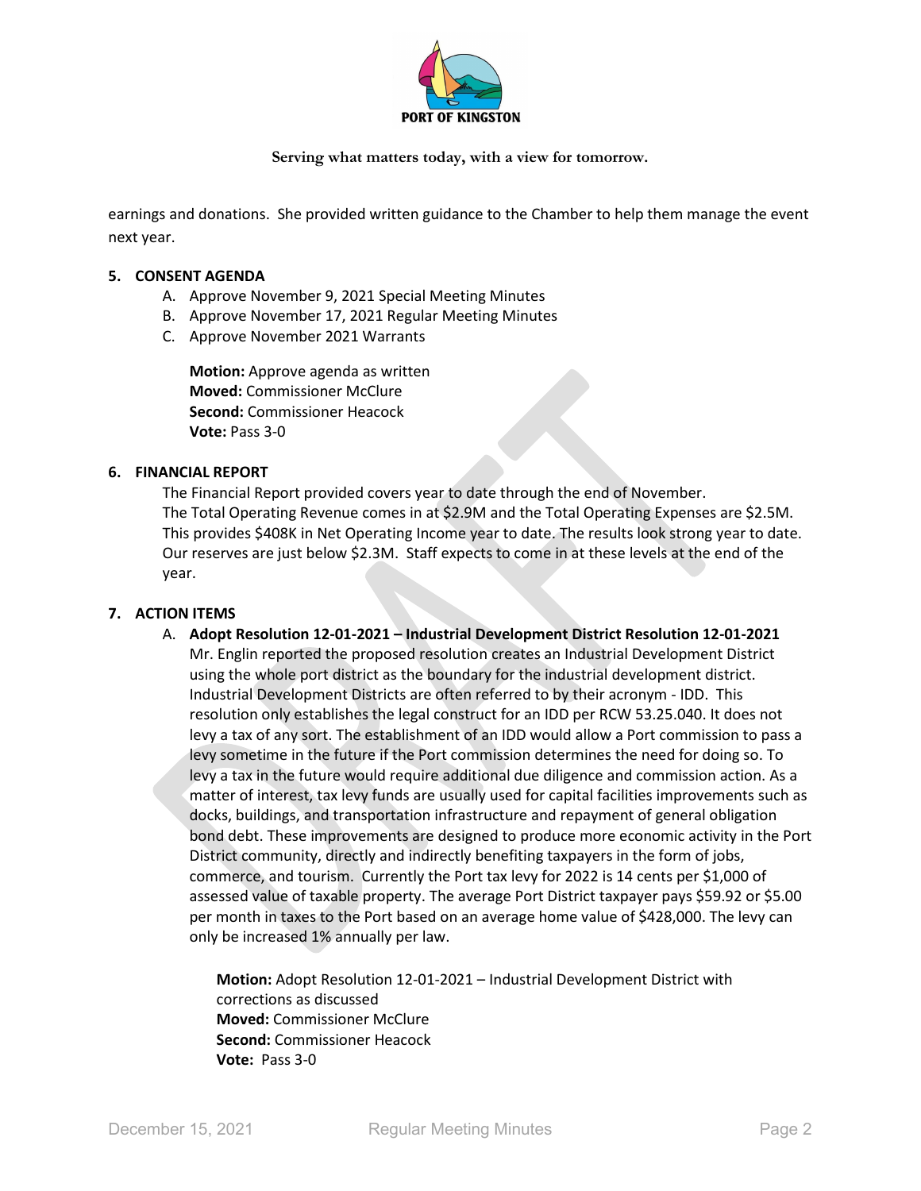earnings and donations. She provided written guidance to the Chamber to help them manage the event next year.

## 5. CONSENT AGENDA

A. Approve November 9, 2021 Special Meeting Minutes
B. Approve November 17, 2021 Regular Meeting Minutes
C. Approve November 2021 Warrants

**Motion:** Approve agenda as written
**Moved:** Commissioner McClure
**Second:** Commissioner Heacock
**Vote:** Pass 3-0

## 6. FINANCIAL REPORT

The Financial Report provided covers year to date through the end of November. The Total Operating Revenue comes in at $2.9M and the Total Operating Expenses are $2.5M. This provides $408K in Net Operating Income year to date. The results look strong year to date. Our reserves are just below $2.3M. Staff expects to come in at these levels at the end of the year.

## 7. ACTION ITEMS

A. **Adopt Resolution 12-01-2021 – Industrial Development District Resolution 12-01-2021**
Mr. Englin reported the proposed resolution creates an Industrial Development District using the whole port district as the boundary for the industrial development district. Industrial Development Districts are often referred to by their acronym - IDD. This resolution only establishes the legal construct for an IDD per RCW 53.25.040. It does not levy a tax of any sort. The establishment of an IDD would allow a Port commission to pass a levy sometime in the future if the Port commission determines the need for doing so. To levy a tax in the future would require additional due diligence and commission action. As a matter of interest, tax levy funds are usually used for capital facilities improvements such as docks, buildings, and transportation infrastructure and repayment of general obligation bond debt. These improvements are designed to produce more economic activity in the Port District community, directly and indirectly benefiting taxpayers in the form of jobs, commerce, and tourism. Currently the Port tax levy for 2022 is 14 cents per $1,000 of assessed value of taxable property. The average Port District taxpayer pays $59.92 or $5.00 per month in taxes to the Port based on an average home value of $428,000. The levy can only be increased 1% annually per law.

**Motion:** Adopt Resolution 12-01-2021 – Industrial Development District with corrections as discussed
**Moved:** Commissioner McClure
**Second:** Commissioner Heacock
**Vote:** Pass 3-0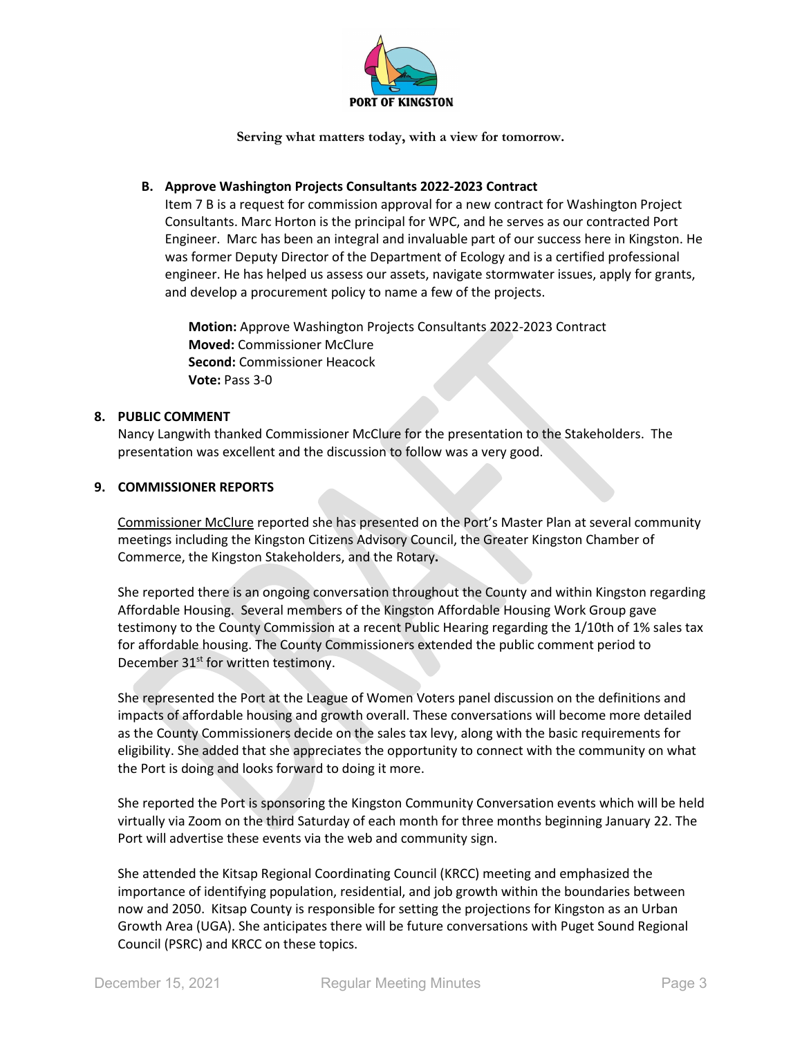**B. Approve Washington Projects Consultants 2022-2023 Contract**

Item 7 B is a request for commission approval for a new contract for Washington Project Consultants. Marc Horton is the principal for WPC, and he serves as our contracted Port Engineer. Marc has been an integral and invaluable part of our success here in Kingston. He was former Deputy Director of the Department of Ecology and is a certified professional engineer. He has helped us assess our assets, navigate stormwater issues, apply for grants, and develop a procurement policy to name a few of the projects.

**Motion:** Approve Washington Projects Consultants 2022-2023 Contract
**Moved:** Commissioner McClure
**Second:** Commissioner Heacock
**Vote:** Pass 3-0

## 8. PUBLIC COMMENT

Nancy Langwith thanked Commissioner McClure for the presentation to the Stakeholders. The presentation was excellent and the discussion to follow was a very good.

## 9. COMMISSIONER REPORTS

Commissioner McClure reported she has presented on the Port's Master Plan at several community meetings including the Kingston Citizens Advisory Council, the Greater Kingston Chamber of Commerce, the Kingston Stakeholders, and the Rotary**.**

She reported there is an ongoing conversation throughout the County and within Kingston regarding Affordable Housing. Several members of the Kingston Affordable Housing Work Group gave testimony to the County Commission at a recent Public Hearing regarding the 1/10th of 1% sales tax for affordable housing. The County Commissioners extended the public comment period to December 31st for written testimony.

She represented the Port at the League of Women Voters panel discussion on the definitions and impacts of affordable housing and growth overall. These conversations will become more detailed as the County Commissioners decide on the sales tax levy, along with the basic requirements for eligibility. She added that she appreciates the opportunity to connect with the community on what the Port is doing and looks forward to doing it more.

She reported the Port is sponsoring the Kingston Community Conversation events which will be held virtually via Zoom on the third Saturday of each month for three months beginning January 22. The Port will advertise these events via the web and community sign.

She attended the Kitsap Regional Coordinating Council (KRCC) meeting and emphasized the importance of identifying population, residential, and job growth within the boundaries between now and 2050. Kitsap County is responsible for setting the projections for Kingston as an Urban Growth Area (UGA). She anticipates there will be future conversations with Puget Sound Regional Council (PSRC) and KRCC on these topics.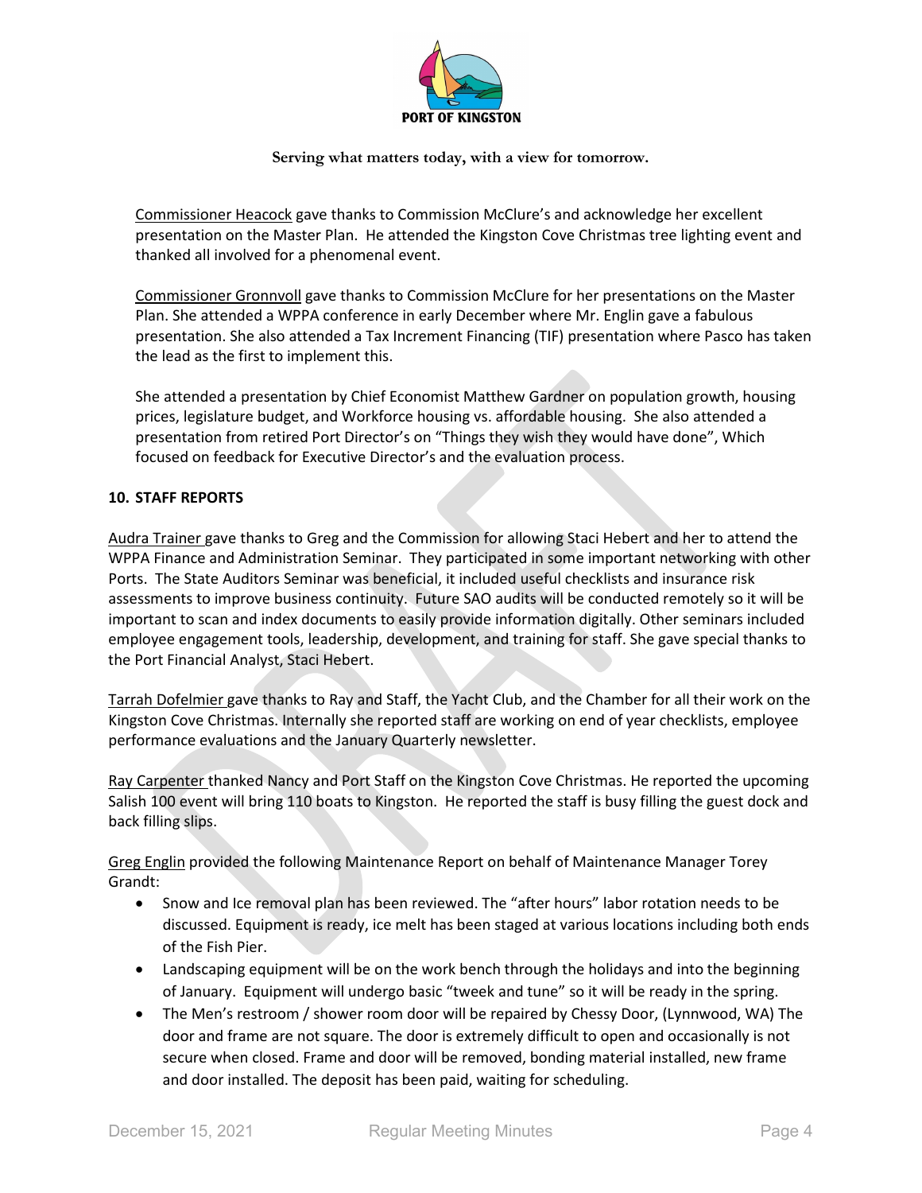Commissioner Heacock gave thanks to Commission McClure's and acknowledge her excellent presentation on the Master Plan. He attended the Kingston Cove Christmas tree lighting event and thanked all involved for a phenomenal event.

Commissioner Gronnvoll gave thanks to Commission McClure for her presentations on the Master Plan. She attended a WPPA conference in early December where Mr. Englin gave a fabulous presentation. She also attended a Tax Increment Financing (TIF) presentation where Pasco has taken the lead as the first to implement this.

She attended a presentation by Chief Economist Matthew Gardner on population growth, housing prices, legislature budget, and Workforce housing vs. affordable housing. She also attended a presentation from retired Port Director's on "Things they wish they would have done", Which focused on feedback for Executive Director's and the evaluation process.

## 10. STAFF REPORTS

Audra Trainer gave thanks to Greg and the Commission for allowing Staci Hebert and her to attend the WPPA Finance and Administration Seminar. They participated in some important networking with other Ports. The State Auditors Seminar was beneficial, it included useful checklists and insurance risk assessments to improve business continuity. Future SAO audits will be conducted remotely so it will be important to scan and index documents to easily provide information digitally. Other seminars included employee engagement tools, leadership, development, and training for staff. She gave special thanks to the Port Financial Analyst, Staci Hebert.

Tarrah Dofelmier gave thanks to Ray and Staff, the Yacht Club, and the Chamber for all their work on the Kingston Cove Christmas. Internally she reported staff are working on end of year checklists, employee performance evaluations and the January Quarterly newsletter.

Ray Carpenter thanked Nancy and Port Staff on the Kingston Cove Christmas. He reported the upcoming Salish 100 event will bring 110 boats to Kingston. He reported the staff is busy filling the guest dock and back filling slips.

Greg Englin provided the following Maintenance Report on behalf of Maintenance Manager Torey Grandt:

- Snow and Ice removal plan has been reviewed. The "after hours" labor rotation needs to be discussed. Equipment is ready, ice melt has been staged at various locations including both ends of the Fish Pier.
- Landscaping equipment will be on the work bench through the holidays and into the beginning of January. Equipment will undergo basic "tweek and tune" so it will be ready in the spring.
- The Men's restroom / shower room door will be repaired by Chessy Door, (Lynnwood, WA) The door and frame are not square. The door is extremely difficult to open and occasionally is not secure when closed. Frame and door will be removed, bonding material installed, new frame and door installed. The deposit has been paid, waiting for scheduling.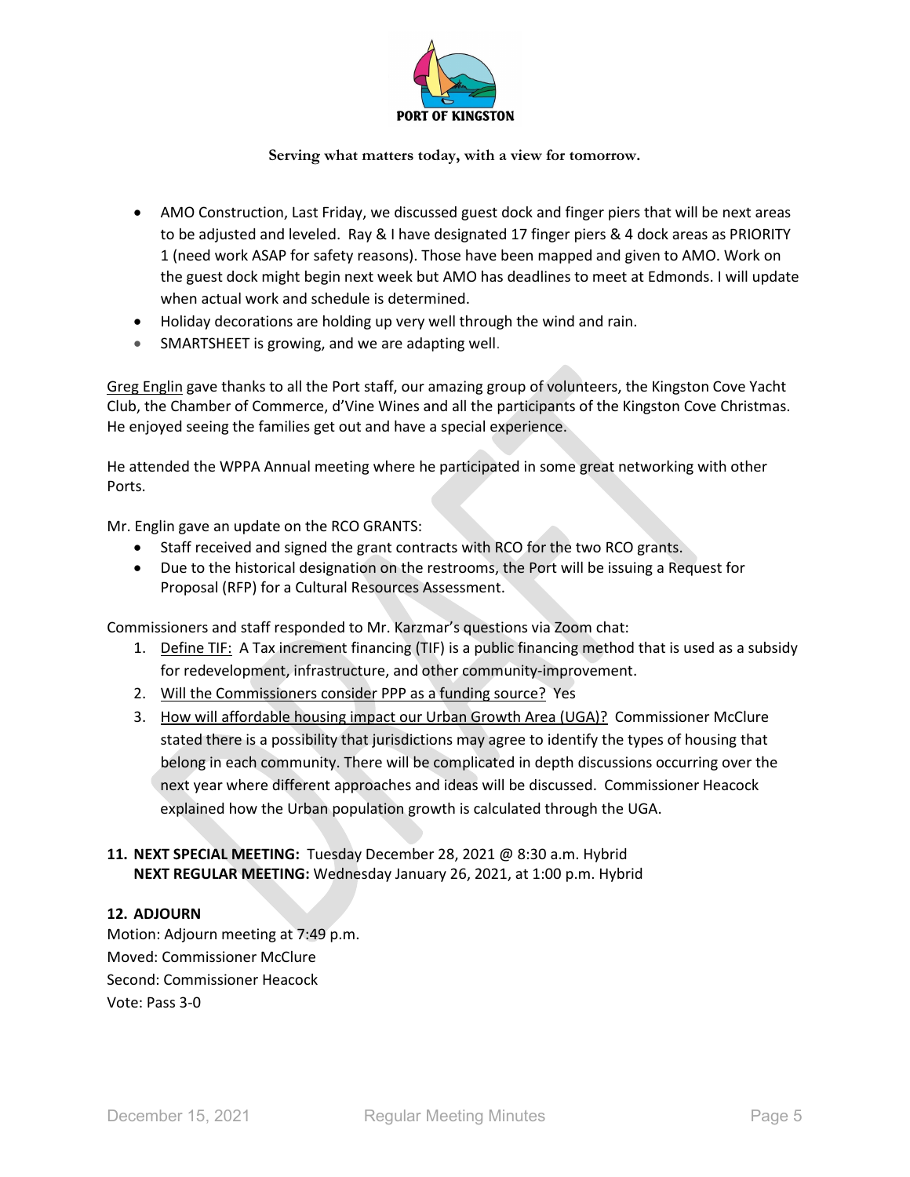- AMO Construction, Last Friday, we discussed guest dock and finger piers that will be next areas to be adjusted and leveled. Ray & I have designated 17 finger piers & 4 dock areas as PRIORITY 1 (need work ASAP for safety reasons). Those have been mapped and given to AMO. Work on the guest dock might begin next week but AMO has deadlines to meet at Edmonds. I will update when actual work and schedule is determined.
- Holiday decorations are holding up very well through the wind and rain.
- SMARTSHEET is growing, and we are adapting well.

Greg Englin gave thanks to all the Port staff, our amazing group of volunteers, the Kingston Cove Yacht Club, the Chamber of Commerce, d'Vine Wines and all the participants of the Kingston Cove Christmas. He enjoyed seeing the families get out and have a special experience.

He attended the WPPA Annual meeting where he participated in some great networking with other Ports.

Mr. Englin gave an update on the RCO GRANTS:

- Staff received and signed the grant contracts with RCO for the two RCO grants.
- Due to the historical designation on the restrooms, the Port will be issuing a Request for Proposal (RFP) for a Cultural Resources Assessment.

Commissioners and staff responded to Mr. Karzmar's questions via Zoom chat:

1. Define TIF: A Tax increment financing (TIF) is a public financing method that is used as a subsidy for redevelopment, infrastructure, and other community-improvement.
2. Will the Commissioners consider PPP as a funding source? Yes
3. How will affordable housing impact our Urban Growth Area (UGA)? Commissioner McClure stated there is a possibility that jurisdictions may agree to identify the types of housing that belong in each community. There will be complicated in depth discussions occurring over the next year where different approaches and ideas will be discussed. Commissioner Heacock explained how the Urban population growth is calculated through the UGA.

**11. NEXT SPECIAL MEETING:** Tuesday December 28, 2021 @ 8:30 a.m. Hybrid
**NEXT REGULAR MEETING:** Wednesday January 26, 2021, at 1:00 p.m. Hybrid

**12. ADJOURN**

Motion: Adjourn meeting at 7:49 p.m.
Moved: Commissioner McClure
Second: Commissioner Heacock
Vote: Pass 3-0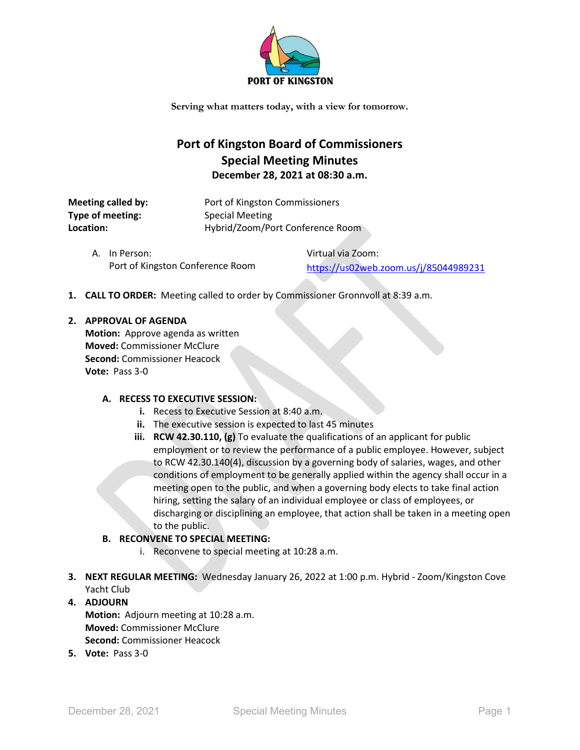PORT OF KINGSTON

Serving what matters today, with a view for tomorrow.

# Port of Kingston Board of Commissioners
## Special Meeting Minutes
### December 28, 2021 at 08:30 a.m.

**Meeting called by:** Port of Kingston Commissioners
**Type of meeting:** Special Meeting
**Location:** Hybrid/Zoom/Port Conference Room

A. In Person: Port of Kingston Conference Room

Virtual via Zoom: https://us02web.zoom.us/j/85044989231

1. **CALL TO ORDER:** Meeting called to order by Commissioner Gronnvoll at 8:39 a.m.
2. **APPROVAL OF AGENDA**
   **Motion:** Approve agenda as written
   **Moved:** Commissioner McClure
   **Second:** Commissioner Heacock
   **Vote:** Pass 3-0

   A. **RECESS TO EXECUTIVE SESSION:**
      i. Recess to Executive Session at 8:40 a.m.
      ii. The executive session is expected to last 45 minutes
      iii. **RCW 42.30.110, (g)** To evaluate the qualifications of an applicant for public employment or to review the performance of a public employee. However, subject to RCW 42.30.140(4), discussion by a governing body of salaries, wages, and other conditions of employment to be generally applied within the agency shall occur in a meeting open to the public, and when a governing body elects to take final action hiring, setting the salary of an individual employee or class of employees, or discharging or disciplining an employee, that action shall be taken in a meeting open to the public.

   B. **RECONVENE TO SPECIAL MEETING:**
      i. Reconvene to special meeting at 10:28 a.m.

3. **NEXT REGULAR MEETING:** Wednesday January 26, 2022 at 1:00 p.m. Hybrid - Zoom/Kingston Cove Yacht Club
4. **ADJOURN**
   **Motion:** Adjourn meeting at 10:28 a.m.
   **Moved:** Commissioner McClure
   **Second:** Commissioner Heacock
5. **Vote:** Pass 3-0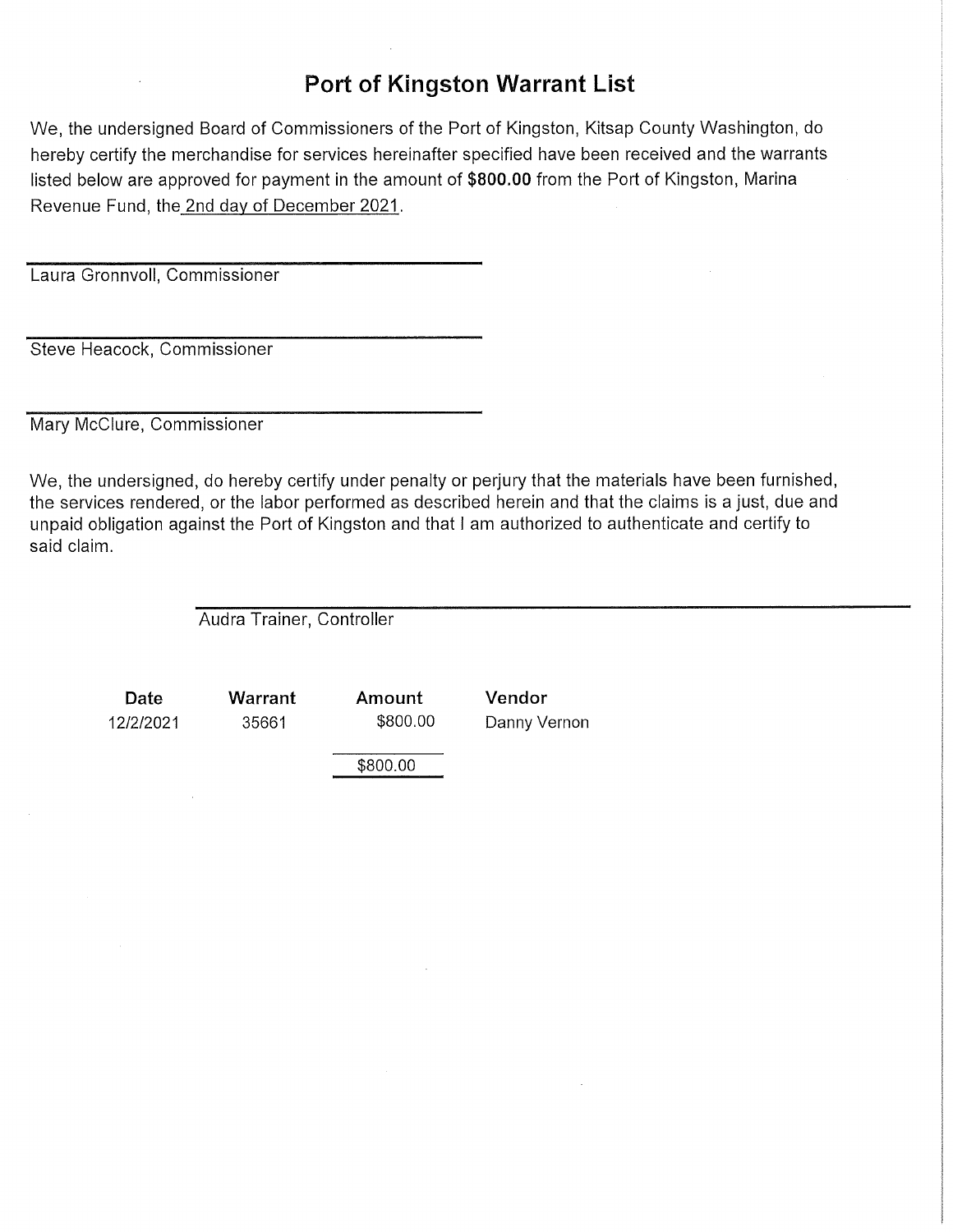# Port of Kingston Warrant List

We, the undersigned Board of Commissioners of the Port of Kingston, Kitsap County Washington, do hereby certify the merchandise for services hereinafter specified have been received and the warrants listed below are approved for payment in the amount of **$800.00** from the Port of Kingston, Marina Revenue Fund, the 2nd day of December 2021.

Laura Gronnvoll, Commissioner

Steve Heacock, Commissioner

Mary McClure, Commissioner

We, the undersigned, do hereby certify under penalty or perjury that the materials have been furnished, the services rendered, or the labor performed as described herein and that the claims is a just, due and unpaid obligation against the Port of Kingston and that I am authorized to authenticate and certify to said claim.

Audra Trainer, Controller

| Date | Warrant | Amount | Vendor |
| --- | --- | --- | --- |
| 12/2/2021 | 35661 | $800.00 | Danny Vernon |
| | | $800.00 | |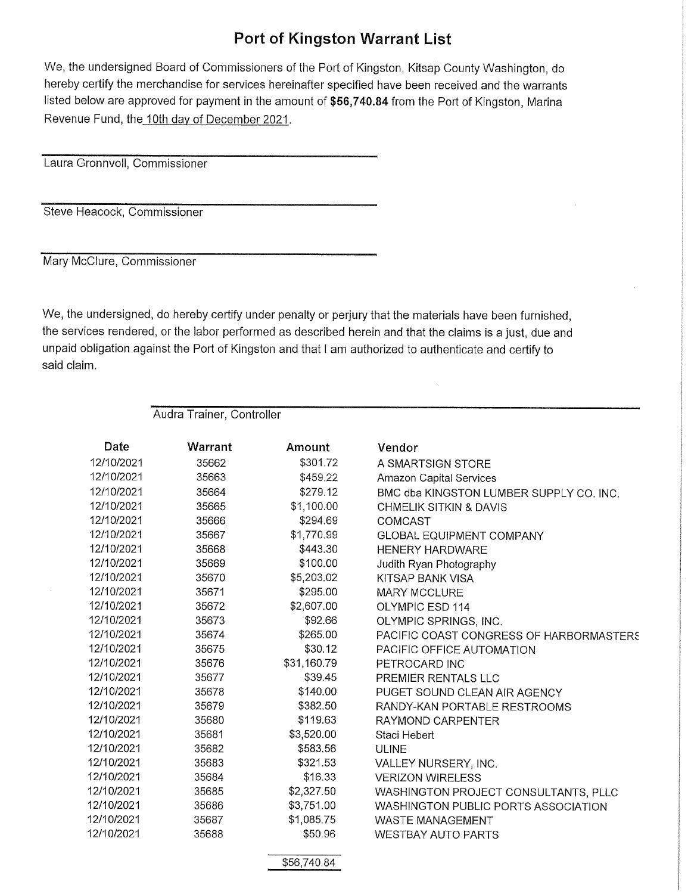# Port of Kingston Warrant List

We, the undersigned Board of Commissioners of the Port of Kingston, Kitsap County Washington, do hereby certify the merchandise for services hereinafter specified have been received and the warrants listed below are approved for payment in the amount of **$56,740.84** from the Port of Kingston, Marina Revenue Fund, the 10th day of December 2021.

Laura Gronnvoll, Commissioner

Steve Heacock, Commissioner

Mary McClure, Commissioner

We, the undersigned, do hereby certify under penalty or perjury that the materials have been furnished, the services rendered, or the labor performed as described herein and that the claims is a just, due and unpaid obligation against the Port of Kingston and that I am authorized to authenticate and certify to said claim.

Audra Trainer, Controller

| Date | Warrant | Amount | Vendor |
|---|---|---|---|
| 12/10/2021 | 35662 | $301.72 | A SMARTSIGN STORE |
| 12/10/2021 | 35663 | $459.22 | Amazon Capital Services |
| 12/10/2021 | 35664 | $279.12 | BMC dba KINGSTON LUMBER SUPPLY CO. INC. |
| 12/10/2021 | 35665 | $1,100.00 | CHMELIK SITKIN & DAVIS |
| 12/10/2021 | 35666 | $294.69 | COMCAST |
| 12/10/2021 | 35667 | $1,770.99 | GLOBAL EQUIPMENT COMPANY |
| 12/10/2021 | 35668 | $443.30 | HENERY HARDWARE |
| 12/10/2021 | 35669 | $100.00 | Judith Ryan Photography |
| 12/10/2021 | 35670 | $5,203.02 | KITSAP BANK VISA |
| 12/10/2021 | 35671 | $295.00 | MARY MCCLURE |
| 12/10/2021 | 35672 | $2,607.00 | OLYMPIC ESD 114 |
| 12/10/2021 | 35673 | $92.66 | OLYMPIC SPRINGS, INC. |
| 12/10/2021 | 35674 | $265.00 | PACIFIC COAST CONGRESS OF HARBORMASTERS |
| 12/10/2021 | 35675 | $30.12 | PACIFIC OFFICE AUTOMATION |
| 12/10/2021 | 35676 | $31,160.79 | PETROCARD INC |
| 12/10/2021 | 35677 | $39.45 | PREMIER RENTALS LLC |
| 12/10/2021 | 35678 | $140.00 | PUGET SOUND CLEAN AIR AGENCY |
| 12/10/2021 | 35679 | $382.50 | RANDY-KAN PORTABLE RESTROOMS |
| 12/10/2021 | 35680 | $119.63 | RAYMOND CARPENTER |
| 12/10/2021 | 35681 | $3,520.00 | Staci Hebert |
| 12/10/2021 | 35682 | $583.56 | ULINE |
| 12/10/2021 | 35683 | $321.53 | VALLEY NURSERY, INC. |
| 12/10/2021 | 35684 | $16.33 | VERIZON WIRELESS |
| 12/10/2021 | 35685 | $2,327.50 | WASHINGTON PROJECT CONSULTANTS, PLLC |
| 12/10/2021 | 35686 | $3,751.00 | WASHINGTON PUBLIC PORTS ASSOCIATION |
| 12/10/2021 | 35687 | $1,085.75 | WASTE MANAGEMENT |
| 12/10/2021 | 35688 | $50.96 | WESTBAY AUTO PARTS |
| | | $56,740.84 | |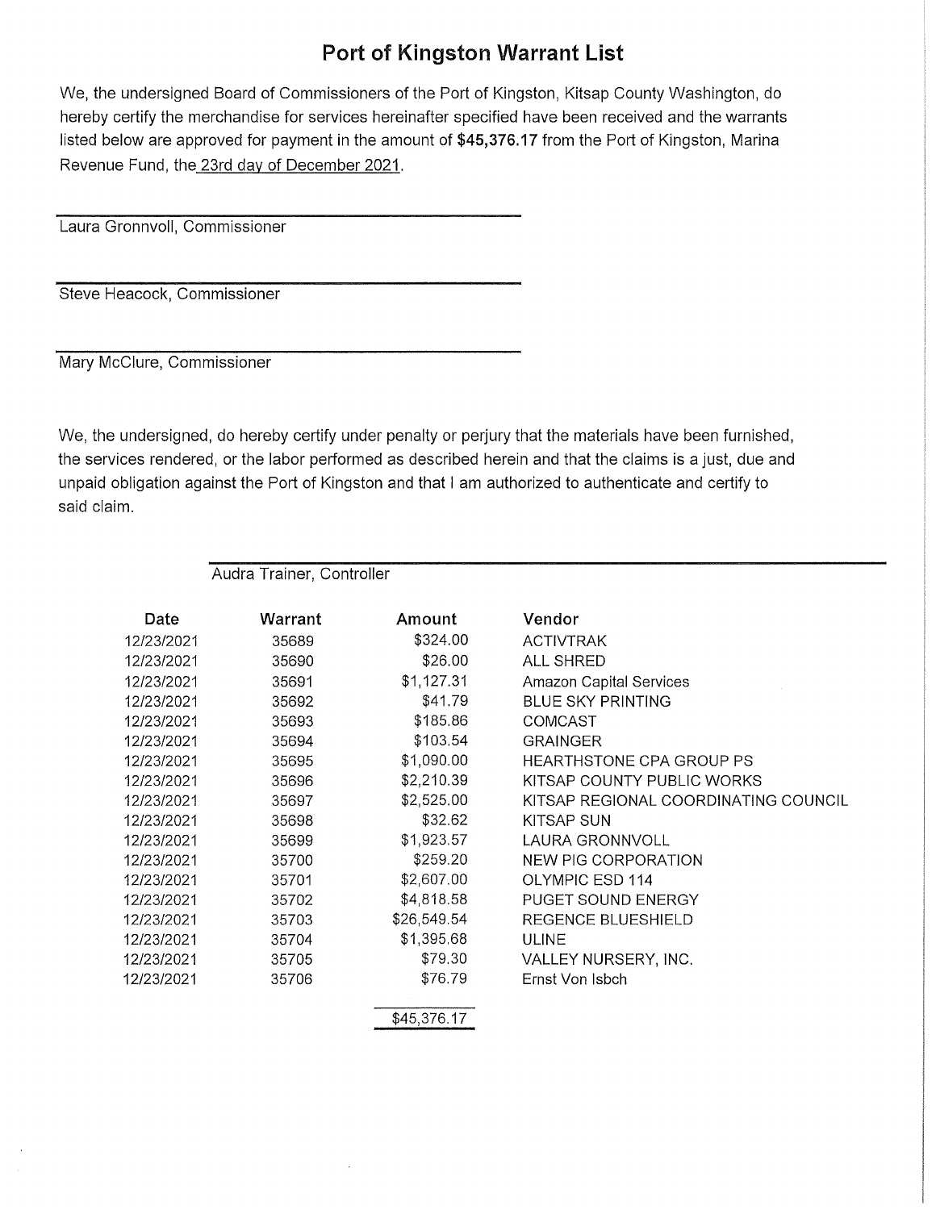# Port of Kingston Warrant List

We, the undersigned Board of Commissioners of the Port of Kingston, Kitsap County Washington, do hereby certify the merchandise for services hereinafter specified have been received and the warrants listed below are approved for payment in the amount of **$45,376.17** from the Port of Kingston, Marina Revenue Fund, the 23rd day of December 2021.

Laura Gronnvoll, Commissioner

Steve Heacock, Commissioner

Mary McClure, Commissioner

We, the undersigned, do hereby certify under penalty or perjury that the materials have been furnished, the services rendered, or the labor performed as described herein and that the claims is a just, due and unpaid obligation against the Port of Kingston and that I am authorized to authenticate and certify to said claim.

Audra Trainer, Controller

| Date | Warrant | Amount | Vendor |
|---|---|---|---|
| 12/23/2021 | 35689 | $324.00 | ACTIVTRAK |
| 12/23/2021 | 35690 | $26.00 | ALL SHRED |
| 12/23/2021 | 35691 | $1,127.31 | Amazon Capital Services |
| 12/23/2021 | 35692 | $41.79 | BLUE SKY PRINTING |
| 12/23/2021 | 35693 | $185.86 | COMCAST |
| 12/23/2021 | 35694 | $103.54 | GRAINGER |
| 12/23/2021 | 35695 | $1,090.00 | HEARTHSTONE CPA GROUP PS |
| 12/23/2021 | 35696 | $2,210.39 | KITSAP COUNTY PUBLIC WORKS |
| 12/23/2021 | 35697 | $2,525.00 | KITSAP REGIONAL COORDINATING COUNCIL |
| 12/23/2021 | 35698 | $32.62 | KITSAP SUN |
| 12/23/2021 | 35699 | $1,923.57 | LAURA GRONNVOLL |
| 12/23/2021 | 35700 | $259.20 | NEW PIG CORPORATION |
| 12/23/2021 | 35701 | $2,607.00 | OLYMPIC ESD 114 |
| 12/23/2021 | 35702 | $4,818.58 | PUGET SOUND ENERGY |
| 12/23/2021 | 35703 | $26,549.54 | REGENCE BLUESHIELD |
| 12/23/2021 | 35704 | $1,395.68 | ULINE |
| 12/23/2021 | 35705 | $79.30 | VALLEY NURSERY, INC. |
| 12/23/2021 | 35706 | $76.79 | Ernst Von Isbch |
| | | $45,376.17 | |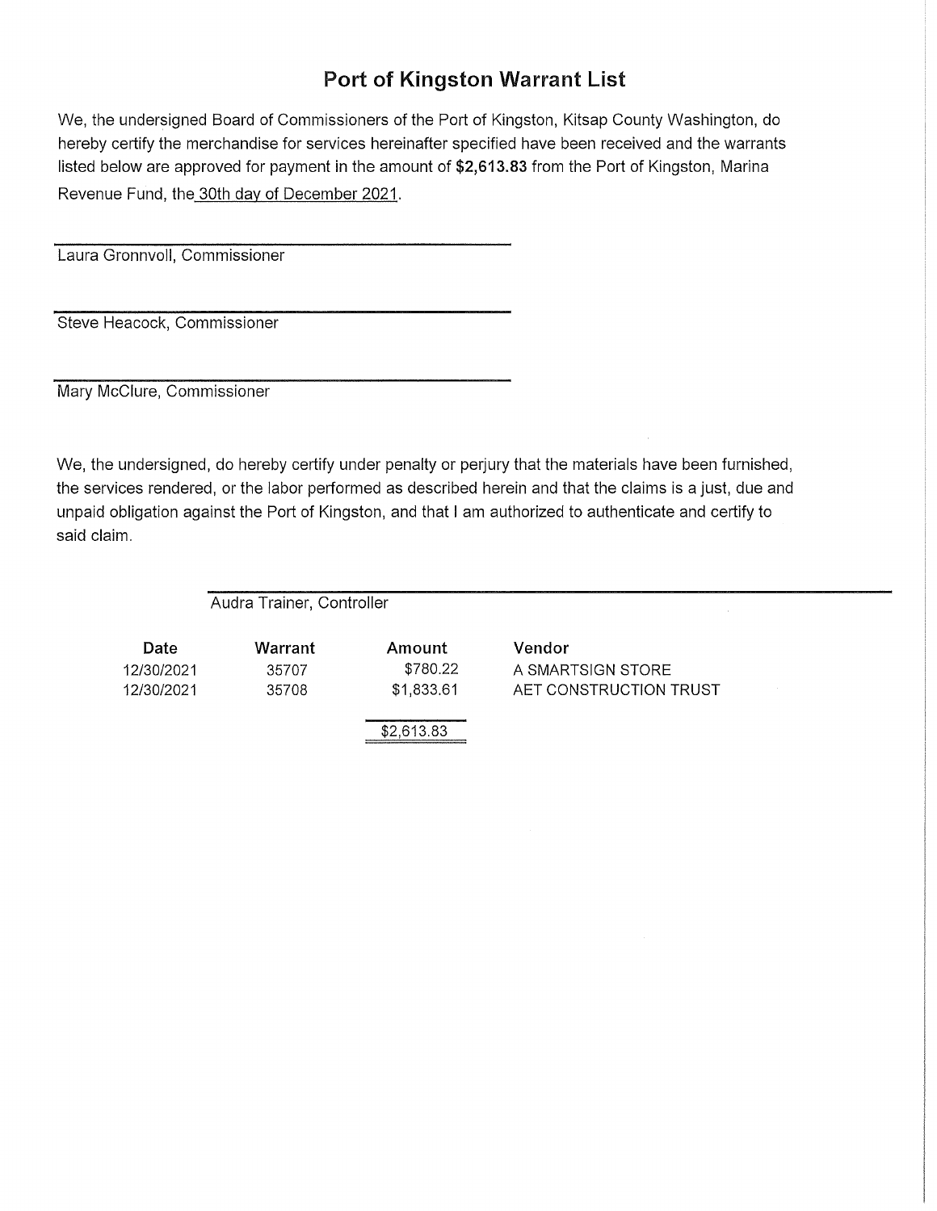# Port of Kingston Warrant List

We, the undersigned Board of Commissioners of the Port of Kingston, Kitsap County Washington, do hereby certify the merchandise for services hereinafter specified have been received and the warrants listed below are approved for payment in the amount of **$2,613.83** from the Port of Kingston, Marina Revenue Fund, the 30th day of December 2021.

______________________________
Laura Gronnvoll, Commissioner

______________________________
Steve Heacock, Commissioner

______________________________
Mary McClure, Commissioner

We, the undersigned, do hereby certify under penalty or perjury that the materials have been furnished, the services rendered, or the labor performed as described herein and that the claims is a just, due and unpaid obligation against the Port of Kingston, and that I am authorized to authenticate and certify to said claim.

______________________________
Audra Trainer, Controller

| Date | Warrant | Amount | Vendor |
|---|---|---|---|
| 12/30/2021 | 35707 | $780.22 | A SMARTSIGN STORE |
| 12/30/2021 | 35708 | $1,833.61 | AET CONSTRUCTION TRUST |
| | | $2,613.83 | |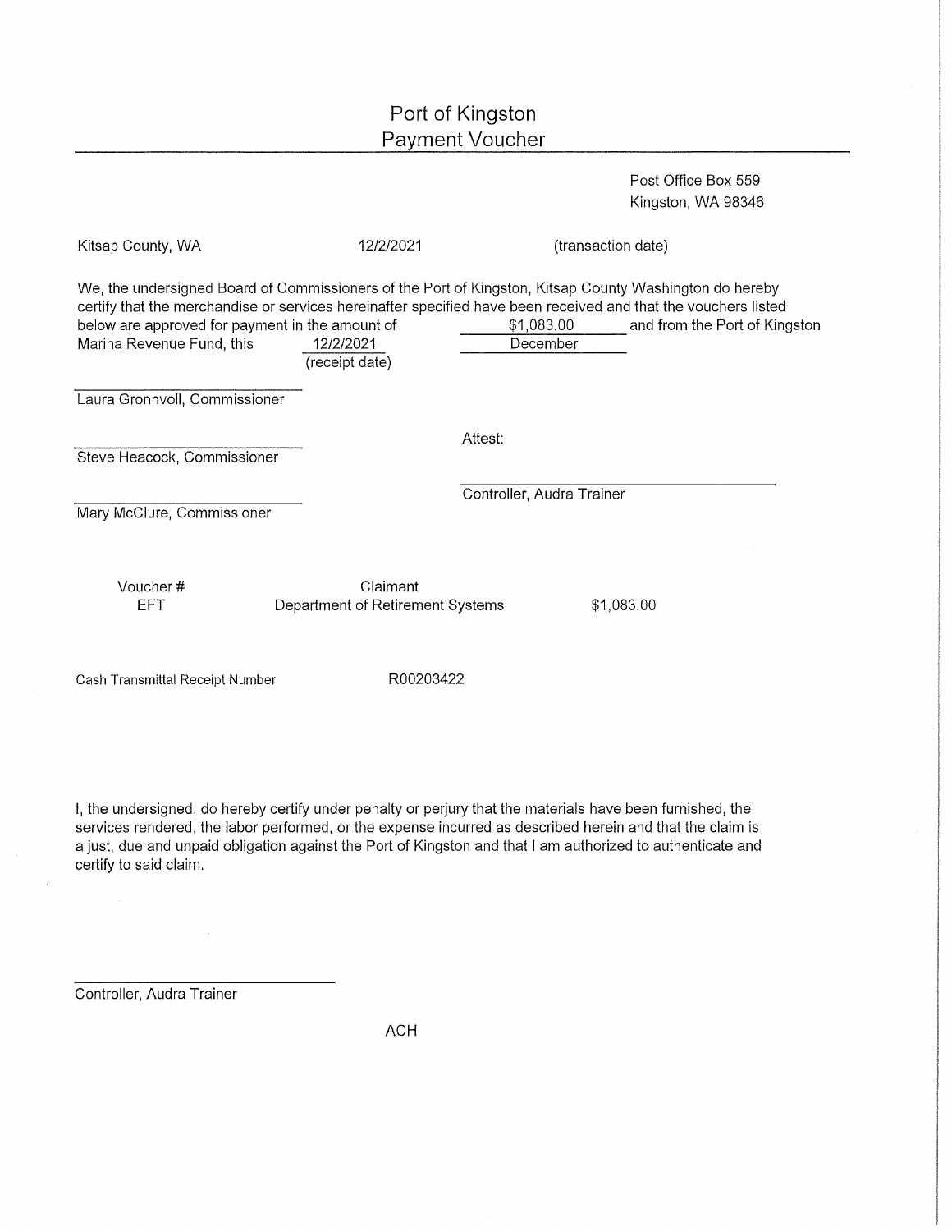# Port of Kingston
## Payment Voucher

Post Office Box 559
Kingston, WA 98346

Kitsap County, WA 12/2/2021 (transaction date)

We, the undersigned Board of Commissioners of the Port of Kingston, Kitsap County Washington do hereby certify that the merchandise or services hereinafter specified have been received and that the vouchers listed below are approved for payment in the amount of $1,083.00 and from the Port of Kingston Marina Revenue Fund, this 12/2/2021 (receipt date) December

Laura Gronnvoll, Commissioner

Steve Heacock, Commissioner

Attest:

Controller, Audra Trainer

Mary McClure, Commissioner

| Voucher # | Claimant | |
|---|---|---|
| EFT | Department of Retirement Systems | $1,083.00 |

Cash Transmittal Receipt Number R00203422

I, the undersigned, do hereby certify under penalty or perjury that the materials have been furnished, the services rendered, the labor performed, or the expense incurred as described herein and that the claim is a just, due and unpaid obligation against the Port of Kingston and that I am authorized to authenticate and certify to said claim.

Controller, Audra Trainer

ACH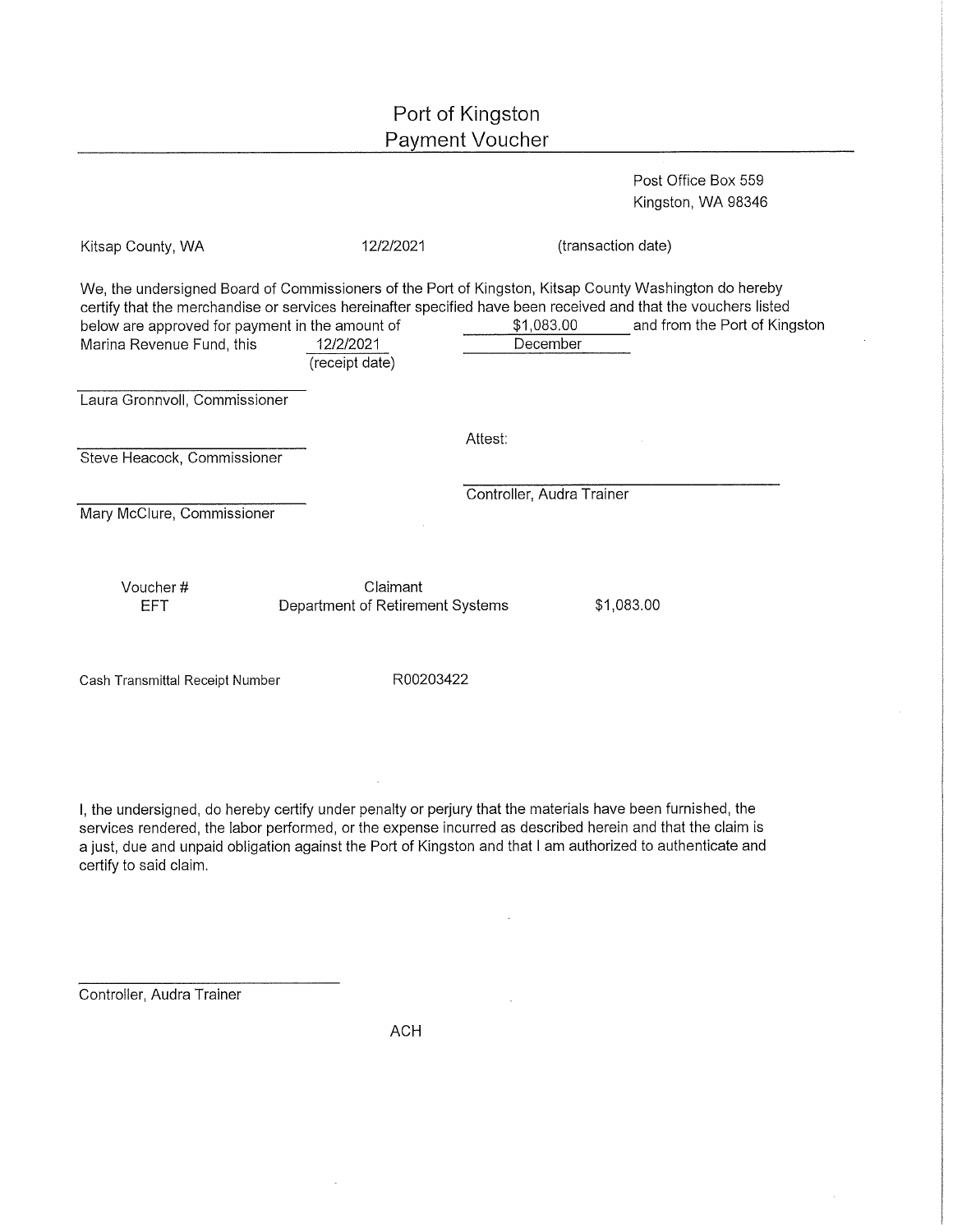# Port of Kingston
## Payment Voucher

Post Office Box 559
Kingston, WA 98346

Kitsap County, WA 12/2/2021 (transaction date)

We, the undersigned Board of Commissioners of the Port of Kingston, Kitsap County Washington do hereby certify that the merchandise or services hereinafter specified have been received and that the vouchers listed below are approved for payment in the amount of $1,083.00 and from the Port of Kingston Marina Revenue Fund, this 12/2/2021 (receipt date) December

______________________________
Laura Gronnvoll, Commissioner

______________________________
Steve Heacock, Commissioner

______________________________
Mary McClure, Commissioner

Attest:

______________________________
Controller, Audra Trainer

| Voucher # | Claimant | |
|---|---|---|
| EFT | Department of Retirement Systems | $1,083.00 |

Cash Transmittal Receipt Number R00203422

I, the undersigned, do hereby certify under penalty or perjury that the materials have been furnished, the services rendered, the labor performed, or the expense incurred as described herein and that the claim is a just, due and unpaid obligation against the Port of Kingston and that I am authorized to authenticate and certify to said claim.

______________________________
Controller, Audra Trainer

ACH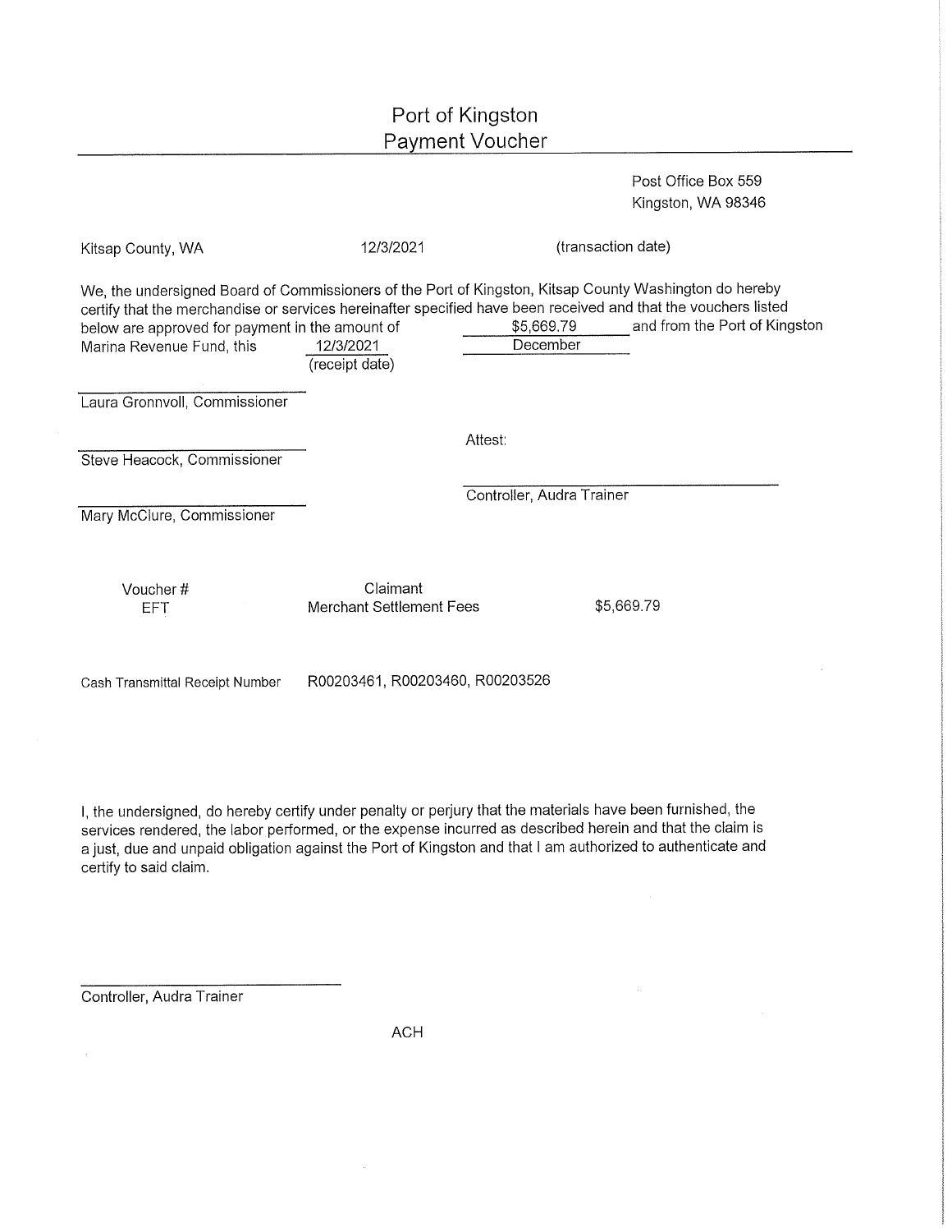# Port of Kingston
## Payment Voucher

Post Office Box 559
Kingston, WA 98346

Kitsap County, WA 12/3/2021 (transaction date)

We, the undersigned Board of Commissioners of the Port of Kingston, Kitsap County Washington do hereby certify that the merchandise or services hereinafter specified have been received and that the vouchers listed below are approved for payment in the amount of $5,669.79 and from the Port of Kingston Marina Revenue Fund, this 12/3/2021 (receipt date) December

______________________
Laura Gronnvoll, Commissioner

______________________
Steve Heacock, Commissioner

______________________
Mary McClure, Commissioner

Attest:

______________________
Controller, Audra Trainer

| Voucher # | Claimant | |
|---|---|---|
| EFT | Merchant Settlement Fees | $5,669.79 |

Cash Transmittal Receipt Number R00203461, R00203460, R00203526

I, the undersigned, do hereby certify under penalty or perjury that the materials have been furnished, the services rendered, the labor performed, or the expense incurred as described herein and that the claim is a just, due and unpaid obligation against the Port of Kingston and that I am authorized to authenticate and certify to said claim.

______________________
Controller, Audra Trainer

ACH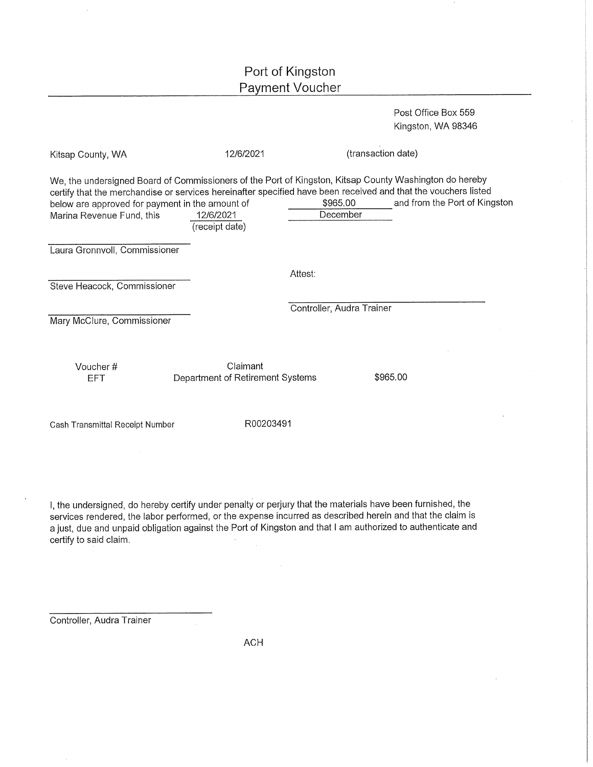# Port of Kingston
## Payment Voucher

Post Office Box 559
Kingston, WA 98346

Kitsap County, WA    12/6/2021    (transaction date)

We, the undersigned Board of Commissioners of the Port of Kingston, Kitsap County Washington do hereby certify that the merchandise or services hereinafter specified have been received and that the vouchers listed below are approved for payment in the amount of $965.00 and from the Port of Kingston Marina Revenue Fund, this 12/6/2021 (receipt date) December

______________________
Laura Gronnvoll, Commissioner

______________________
Steve Heacock, Commissioner

______________________
Mary McClure, Commissioner

Attest:

______________________
Controller, Audra Trainer

| Voucher # | Claimant | |
|---|---|---|
| EFT | Department of Retirement Systems | $965.00 |

Cash Transmittal Receipt Number    R00203491

I, the undersigned, do hereby certify under penalty or perjury that the materials have been furnished, the services rendered, the labor performed, or the expense incurred as described herein and that the claim is a just, due and unpaid obligation against the Port of Kingston and that I am authorized to authenticate and certify to said claim.

______________________
Controller, Audra Trainer

ACH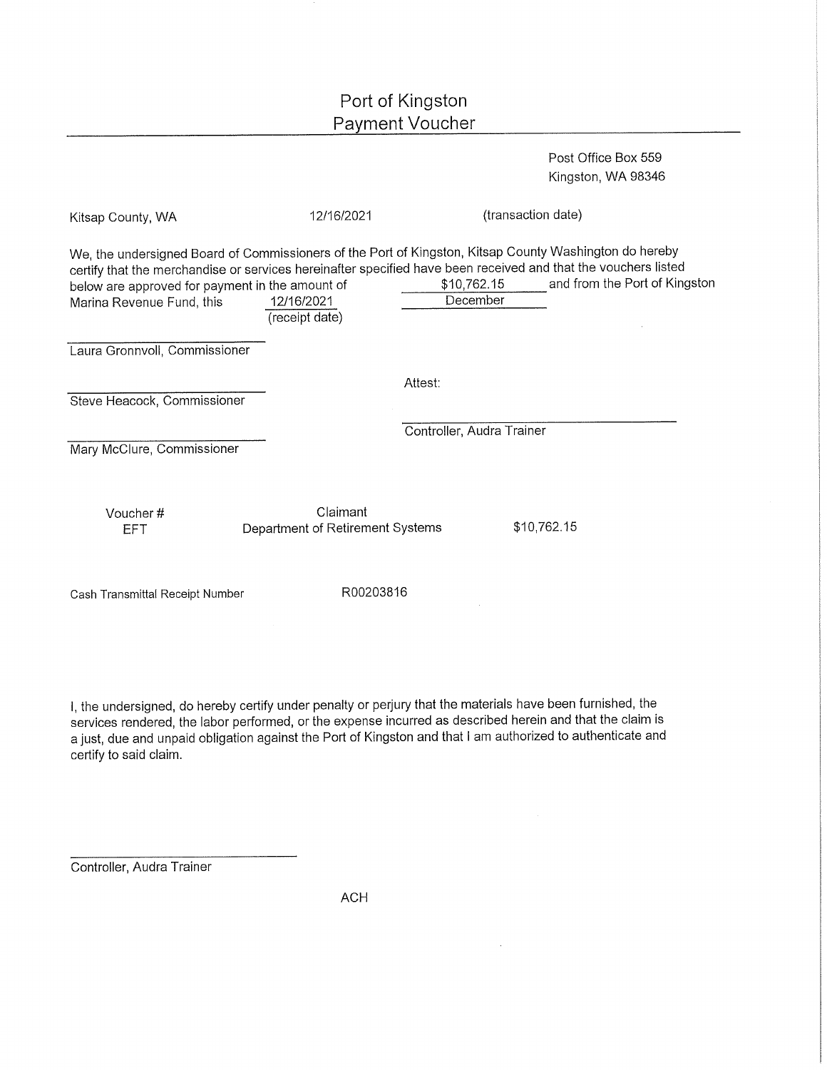# Port of Kingston
## Payment Voucher

Post Office Box 559
Kingston, WA 98346

Kitsap County, WA 12/16/2021 (transaction date)

We, the undersigned Board of Commissioners of the Port of Kingston, Kitsap County Washington do hereby certify that the merchandise or services hereinafter specified have been received and that the vouchers listed below are approved for payment in the amount of $10,762.15 and from the Port of Kingston Marina Revenue Fund, this 12/16/2021 (receipt date) December

______________________
Laura Gronnvoll, Commissioner

______________________
Steve Heacock, Commissioner

______________________
Mary McClure, Commissioner

Attest:

______________________
Controller, Audra Trainer

| Voucher # | Claimant | |
|---|---|---|
| EFT | Department of Retirement Systems | $10,762.15 |

Cash Transmittal Receipt Number R00203816

I, the undersigned, do hereby certify under penalty or perjury that the materials have been furnished, the services rendered, the labor performed, or the expense incurred as described herein and that the claim is a just, due and unpaid obligation against the Port of Kingston and that I am authorized to authenticate and certify to said claim.

______________________
Controller, Audra Trainer

ACH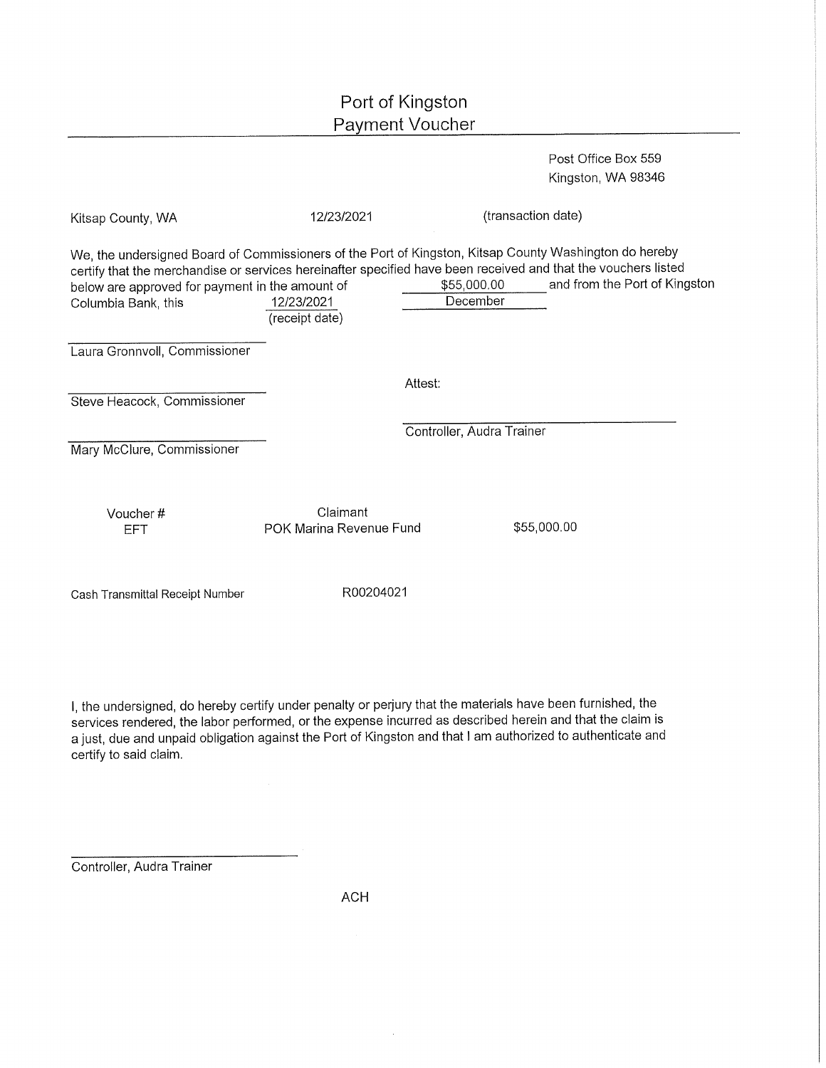# Port of Kingston
## Payment Voucher

Post Office Box 559
Kingston, WA 98346

Kitsap County, WA 12/23/2021 (transaction date)

We, the undersigned Board of Commissioners of the Port of Kingston, Kitsap County Washington do hereby certify that the merchandise or services hereinafter specified have been received and that the vouchers listed below are approved for payment in the amount of $55,000.00 and from the Port of Kingston Columbia Bank, this 12/23/2021 (receipt date) December

______________________
Laura Gronnvoll, Commissioner

______________________
Steve Heacock, Commissioner

______________________
Mary McClure, Commissioner

Attest:

______________________
Controller, Audra Trainer

| Voucher # | Claimant | |
|---|---|---|
| EFT | POK Marina Revenue Fund | $55,000.00 |

Cash Transmittal Receipt Number R00204021

I, the undersigned, do hereby certify under penalty or perjury that the materials have been furnished, the services rendered, the labor performed, or the expense incurred as described herein and that the claim is a just, due and unpaid obligation against the Port of Kingston and that I am authorized to authenticate and certify to said claim.

______________________
Controller, Audra Trainer

ACH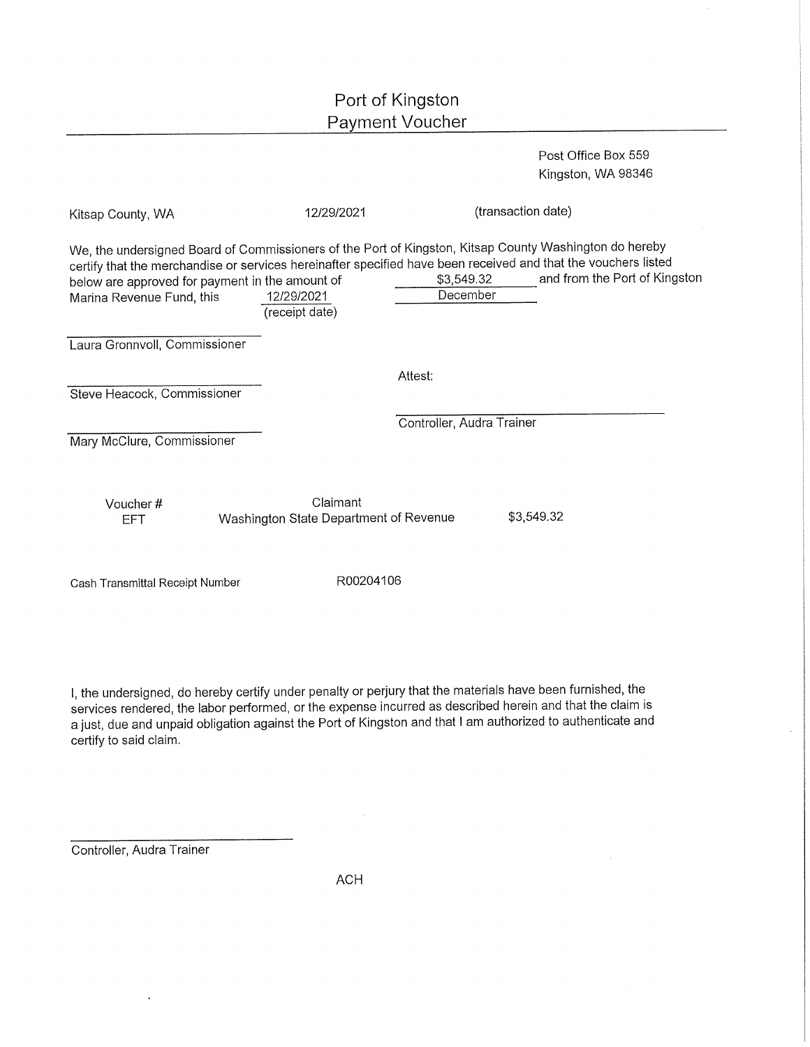# Port of Kingston
## Payment Voucher

Post Office Box 559
Kingston, WA 98346

Kitsap County, WA    12/29/2021    (transaction date)

We, the undersigned Board of Commissioners of the Port of Kingston, Kitsap County Washington do hereby certify that the merchandise or services hereinafter specified have been received and that the vouchers listed below are approved for payment in the amount of $3,549.32 and from the Port of Kingston Marina Revenue Fund, this 12/29/2021 (receipt date) December

Laura Gronnvoll, Commissioner

Steve Heacock, Commissioner

Mary McClure, Commissioner

Attest:

Controller, Audra Trainer

| Voucher # | Claimant | |
|---|---|---|
| EFT | Washington State Department of Revenue | $3,549.32 |

Cash Transmittal Receipt Number    R00204106

I, the undersigned, do hereby certify under penalty or perjury that the materials have been furnished, the services rendered, the labor performed, or the expense incurred as described herein and that the claim is a just, due and unpaid obligation against the Port of Kingston and that I am authorized to authenticate and certify to said claim.

Controller, Audra Trainer

ACH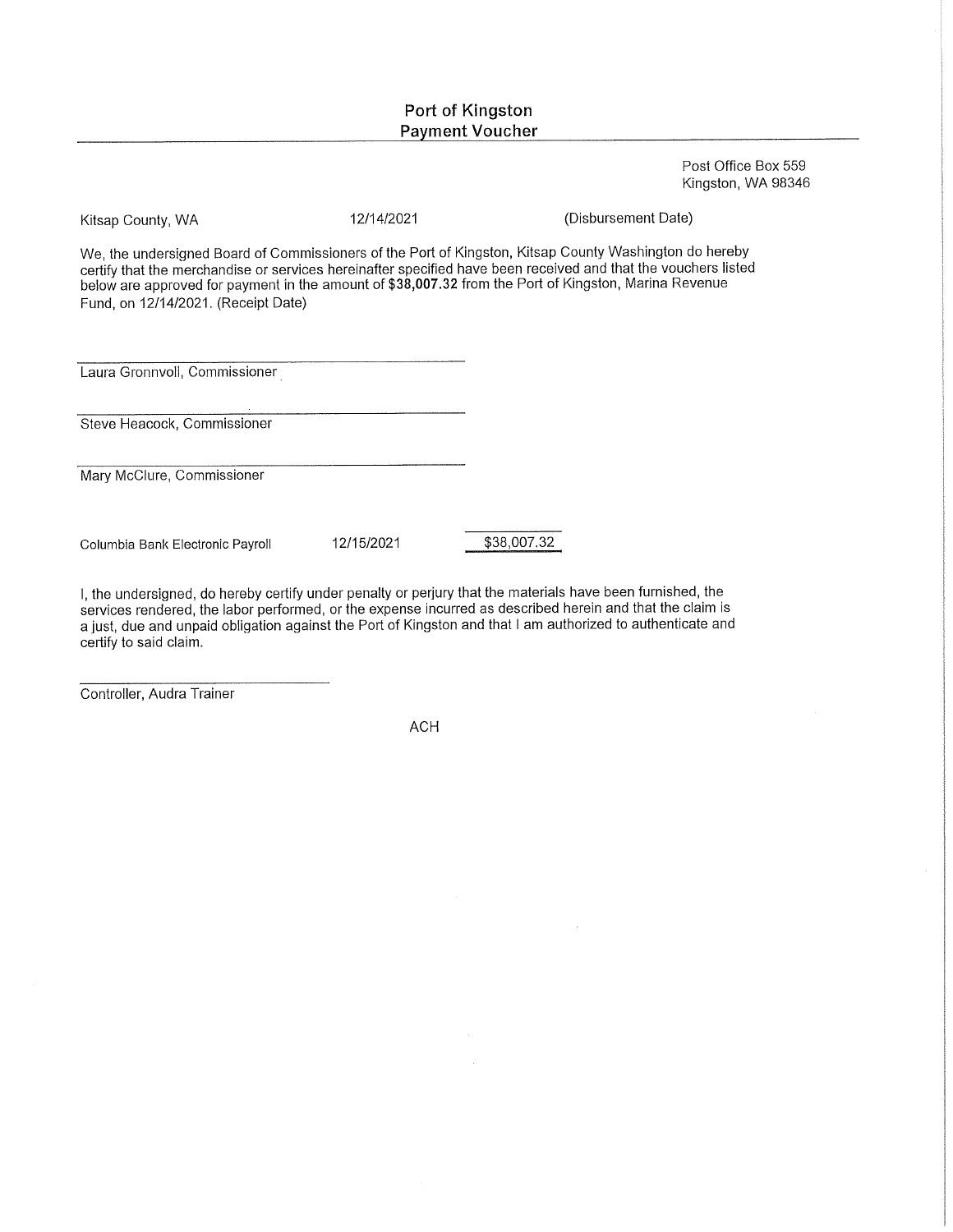# Port of Kingston
## Payment Voucher

Post Office Box 559
Kingston, WA 98346

Kitsap County, WA 12/14/2021 (Disbursement Date)

We, the undersigned Board of Commissioners of the Port of Kingston, Kitsap County Washington do hereby certify that the merchandise or services hereinafter specified have been received and that the vouchers listed below are approved for payment in the amount of **$38,007.32** from the Port of Kingston, Marina Revenue Fund, on 12/14/2021. (Receipt Date)

Laura Gronnvoll, Commissioner

Steve Heacock, Commissioner

Mary McClure, Commissioner

| | | |
|---|---|---|
| Columbia Bank Electronic Payroll | 12/15/2021 | $38,007.32 |

I, the undersigned, do hereby certify under penalty or perjury that the materials have been furnished, the services rendered, the labor performed, or the expense incurred as described herein and that the claim is a just, due and unpaid obligation against the Port of Kingston and that I am authorized to authenticate and certify to said claim.

Controller, Audra Trainer

ACH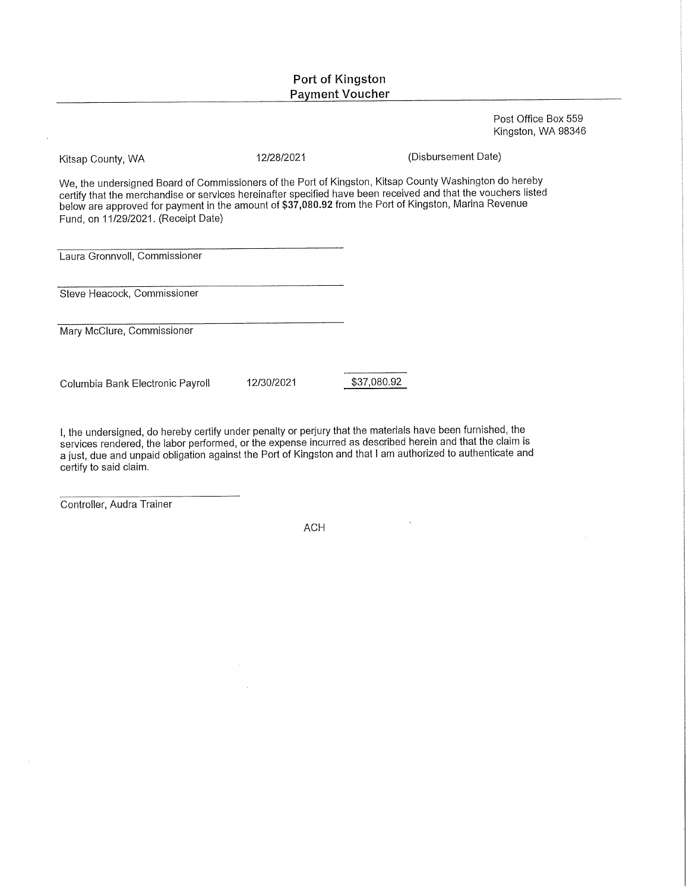# Port of Kingston
## Payment Voucher

Post Office Box 559
Kingston, WA 98346

Kitsap County, WA 12/28/2021 (Disbursement Date)

We, the undersigned Board of Commissioners of the Port of Kingston, Kitsap County Washington do hereby certify that the merchandise or services hereinafter specified have been received and that the vouchers listed below are approved for payment in the amount of **$37,080.92** from the Port of Kingston, Marina Revenue Fund, on 11/29/2021. (Receipt Date)

Laura Gronnvoll, Commissioner

Steve Heacock, Commissioner

Mary McClure, Commissioner

| | | |
|---|---|---|
| Columbia Bank Electronic Payroll | 12/30/2021 | $37,080.92 |

I, the undersigned, do hereby certify under penalty or perjury that the materials have been furnished, the services rendered, the labor performed, or the expense incurred as described herein and that the claim is a just, due and unpaid obligation against the Port of Kingston and that I am authorized to authenticate and certify to said claim.

Controller, Audra Trainer

ACH